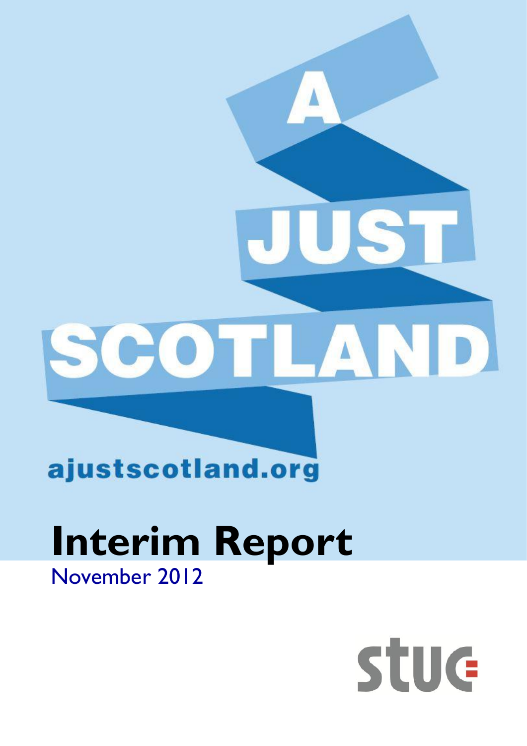# A JUST SCOTLAND

ajustscotland.org

# Interim Report

November 2012

STUC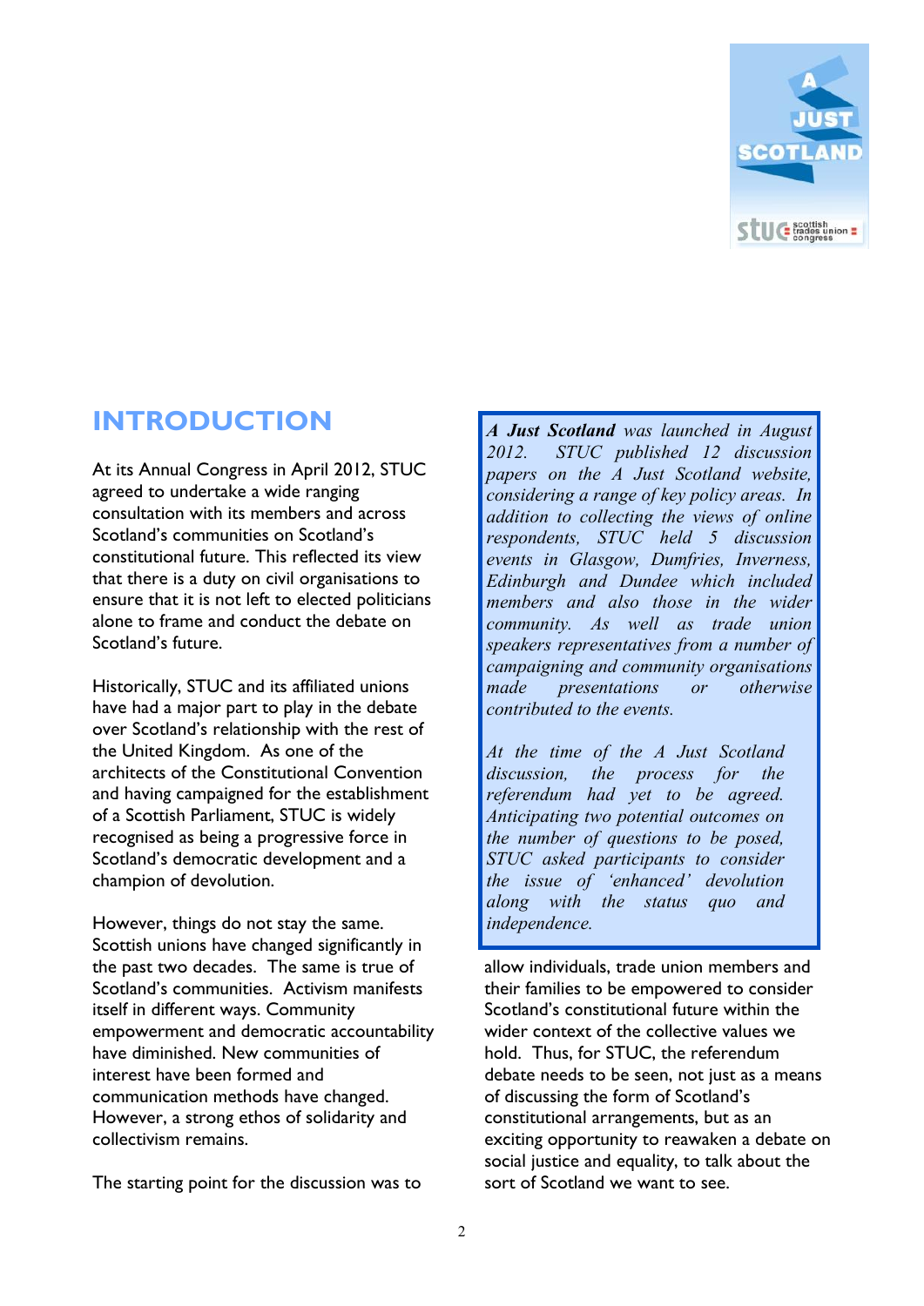## INTRODUCTION

At its Annual Congress in April 2012, STUC agreed to undertake a wide ranging consultation with its members and across Scotland's communities on Scotland's constitutional future. This reflected its view that there is a duty on civil organisations to ensure that it is not left to elected politicians alone to frame and conduct the debate on Scotland's future.

Historically, STUC and its affiliated unions have had a major part to play in the debate over Scotland's relationship with the rest of the United Kingdom. As one of the architects of the Constitutional Convention and having campaigned for the establishment of a Scottish Parliament, STUC is widely recognised as being a progressive force in Scotland's democratic development and a champion of devolution.

However, things do not stay the same. Scottish unions have changed significantly in the past two decades. The same is true of Scotland's communities. Activism manifests itself in different ways. Community empowerment and democratic accountability have diminished. New communities of interest have been formed and communication methods have changed. However, a strong ethos of solidarity and collectivism remains.

> ***A Just Scotland*** *was launched in August 2012. STUC published 12 discussion papers on the A Just Scotland website, considering a range of key policy areas. In addition to collecting the views of online respondents, STUC held 5 discussion events in Glasgow, Dumfries, Inverness, Edinburgh and Dundee which included members and also those in the wider community. As well as trade union speakers representatives from a number of campaigning and community organisations made presentations or otherwise contributed to the events.*
>
> *At the time of the A Just Scotland discussion, the process for the referendum had yet to be agreed. Anticipating two potential outcomes on the number of questions to be posed, STUC asked participants to consider the issue of 'enhanced' devolution along with the status quo and independence.*

The starting point for the discussion was to allow individuals, trade union members and their families to be empowered to consider Scotland's constitutional future within the wider context of the collective values we hold. Thus, for STUC, the referendum debate needs to be seen, not just as a means of discussing the form of Scotland's constitutional arrangements, but as an exciting opportunity to reawaken a debate on social justice and equality, to talk about the sort of Scotland we want to see.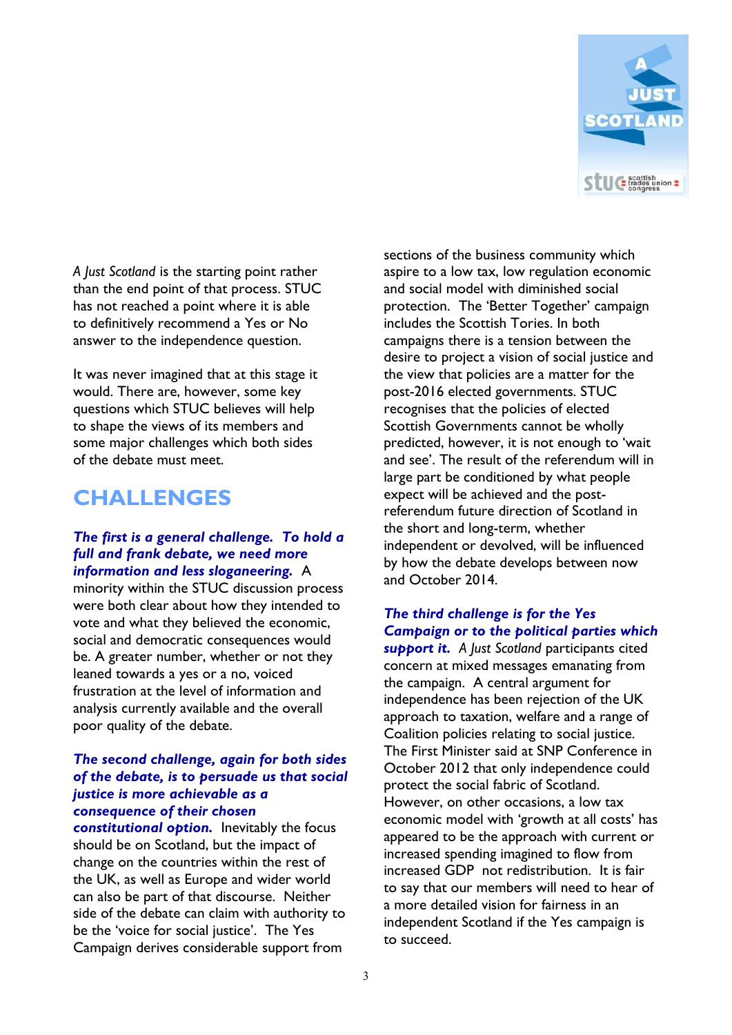*A Just Scotland* is the starting point rather than the end point of that process. STUC has not reached a point where it is able to definitively recommend a Yes or No answer to the independence question.

It was never imagined that at this stage it would. There are, however, some key questions which STUC believes will help to shape the views of its members and some major challenges which both sides of the debate must meet.

## CHALLENGES

***The first is a general challenge. To hold a full and frank debate, we need more information and less sloganeering.*** A minority within the STUC discussion process were both clear about how they intended to vote and what they believed the economic, social and democratic consequences would be. A greater number, whether or not they leaned towards a yes or a no, voiced frustration at the level of information and analysis currently available and the overall poor quality of the debate.

***The second challenge, again for both sides of the debate, is to persuade us that social justice is more achievable as a consequence of their chosen constitutional option.*** Inevitably the focus should be on Scotland, but the impact of change on the countries within the rest of the UK, as well as Europe and wider world can also be part of that discourse. Neither side of the debate can claim with authority to be the 'voice for social justice'. The Yes Campaign derives considerable support from sections of the business community which aspire to a low tax, low regulation economic and social model with diminished social protection. The 'Better Together' campaign includes the Scottish Tories. In both campaigns there is a tension between the desire to project a vision of social justice and the view that policies are a matter for the post-2016 elected governments. STUC recognises that the policies of elected Scottish Governments cannot be wholly predicted, however, it is not enough to 'wait and see'. The result of the referendum will in large part be conditioned by what people expect will be achieved and the post-referendum future direction of Scotland in the short and long-term, whether independent or devolved, will be influenced by how the debate develops between now and October 2014.

***The third challenge is for the Yes Campaign or to the political parties which support it.*** *A Just Scotland* participants cited concern at mixed messages emanating from the campaign. A central argument for independence has been rejection of the UK approach to taxation, welfare and a range of Coalition policies relating to social justice. The First Minister said at SNP Conference in October 2012 that only independence could protect the social fabric of Scotland. However, on other occasions, a low tax economic model with 'growth at all costs' has appeared to be the approach with current or increased spending imagined to flow from increased GDP not redistribution. It is fair to say that our members will need to hear of a more detailed vision for fairness in an independent Scotland if the Yes campaign is to succeed.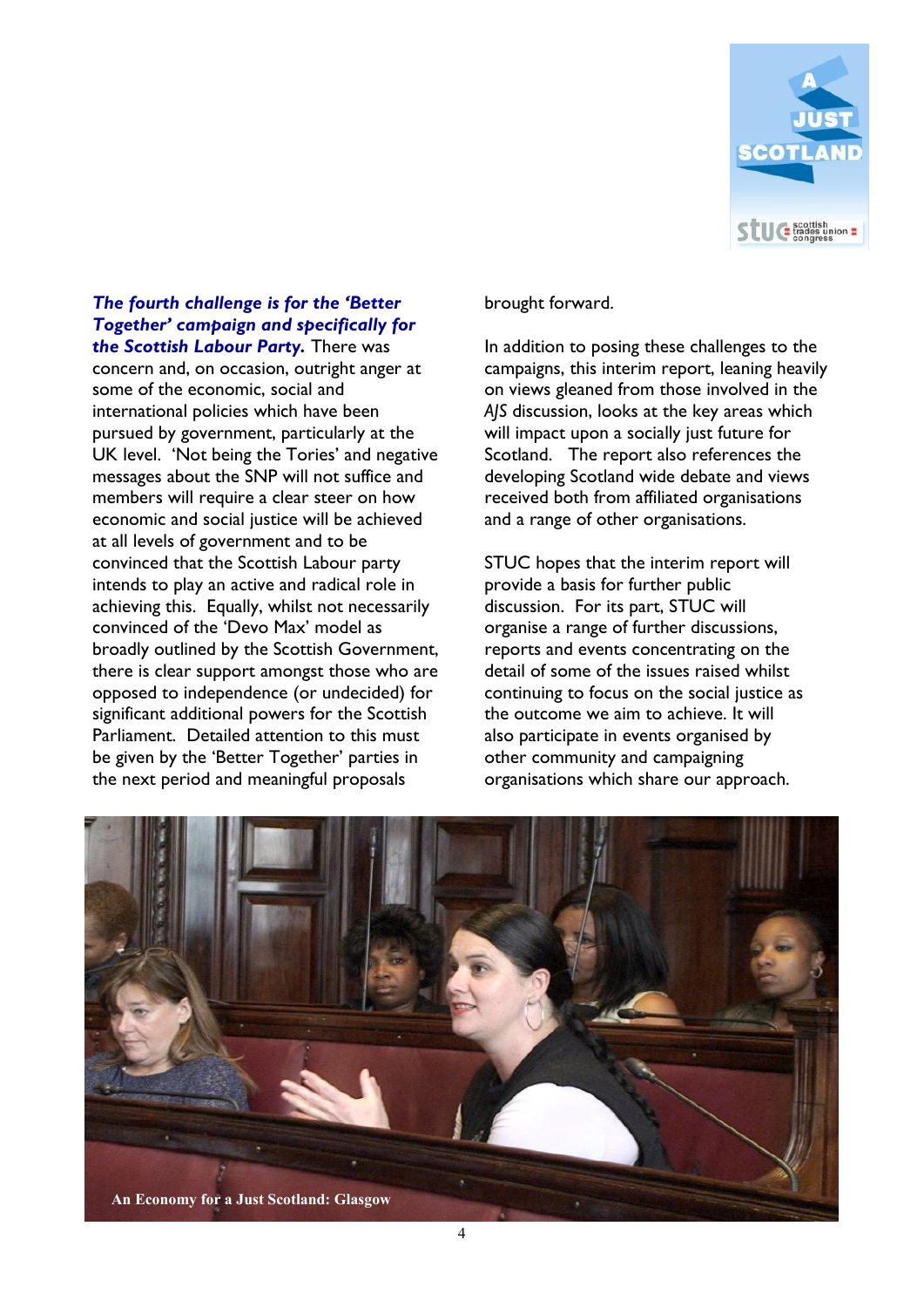***The fourth challenge is for the 'Better Together' campaign and specifically for the Scottish Labour Party.*** There was concern and, on occasion, outright anger at some of the economic, social and international policies which have been pursued by government, particularly at the UK level. 'Not being the Tories' and negative messages about the SNP will not suffice and members will require a clear steer on how economic and social justice will be achieved at all levels of government and to be convinced that the Scottish Labour party intends to play an active and radical role in achieving this. Equally, whilst not necessarily convinced of the 'Devo Max' model as broadly outlined by the Scottish Government, there is clear support amongst those who are opposed to independence (or undecided) for significant additional powers for the Scottish Parliament. Detailed attention to this must be given by the 'Better Together' parties in the next period and meaningful proposals brought forward.

In addition to posing these challenges to the campaigns, this interim report, leaning heavily on views gleaned from those involved in the *AJS* discussion, looks at the key areas which will impact upon a socially just future for Scotland. The report also references the developing Scotland wide debate and views received both from affiliated organisations and a range of other organisations.

STUC hopes that the interim report will provide a basis for further public discussion. For its part, STUC will organise a range of further discussions, reports and events concentrating on the detail of some of the issues raised whilst continuing to focus on the social justice as the outcome we aim to achieve. It will also participate in events organised by other community and campaigning organisations which share our approach.

An Economy for a Just Scotland: Glasgow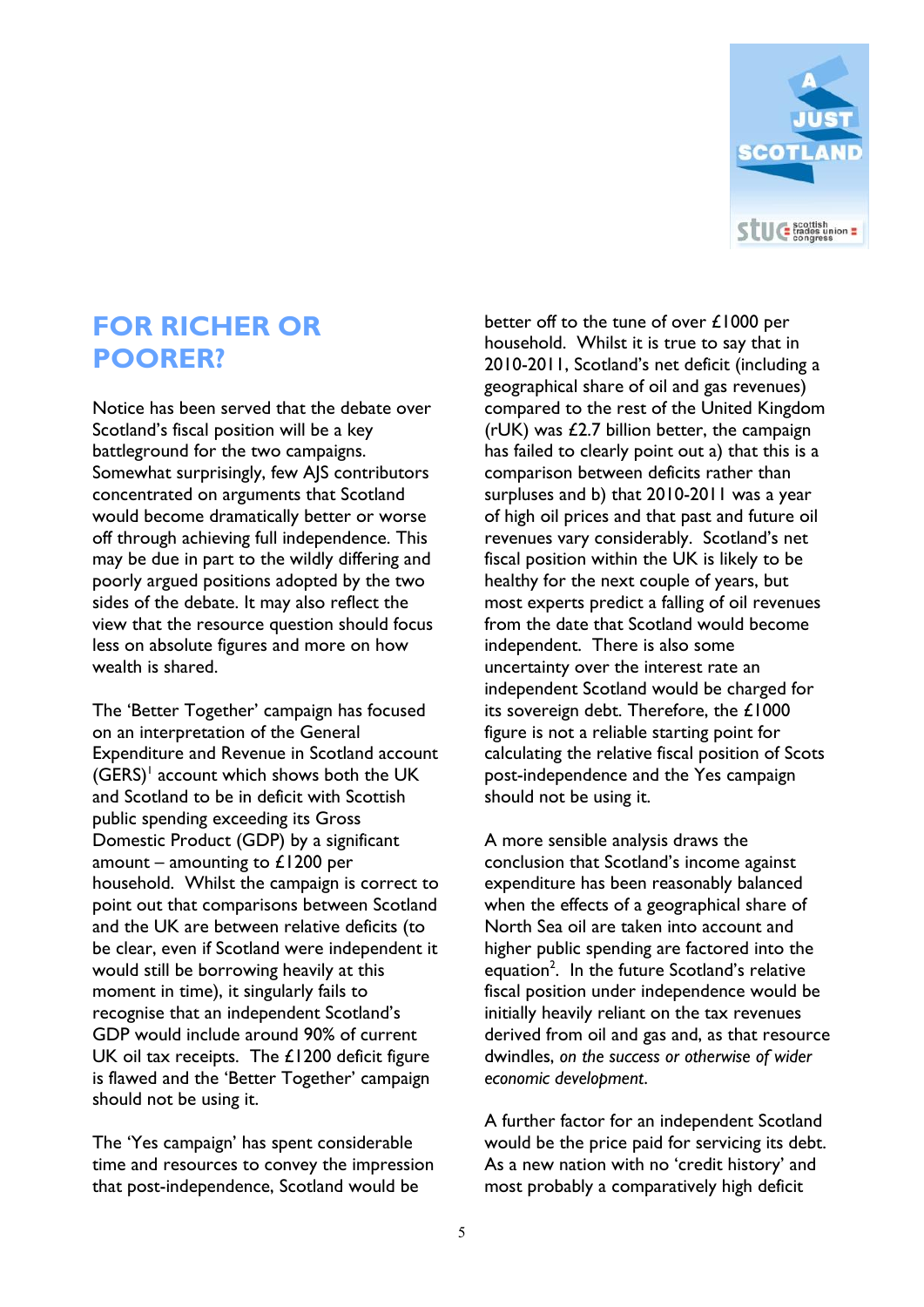## FOR RICHER OR POORER?

Notice has been served that the debate over Scotland's fiscal position will be a key battleground for the two campaigns. Somewhat surprisingly, few AJS contributors concentrated on arguments that Scotland would become dramatically better or worse off through achieving full independence. This may be due in part to the wildly differing and poorly argued positions adopted by the two sides of the debate. It may also reflect the view that the resource question should focus less on absolute figures and more on how wealth is shared.

The 'Better Together' campaign has focused on an interpretation of the General Expenditure and Revenue in Scotland account (GERS)[1] account which shows both the UK and Scotland to be in deficit with Scottish public spending exceeding its Gross Domestic Product (GDP) by a significant amount – amounting to £1200 per household. Whilst the campaign is correct to point out that comparisons between Scotland and the UK are between relative deficits (to be clear, even if Scotland were independent it would still be borrowing heavily at this moment in time), it singularly fails to recognise that an independent Scotland's GDP would include around 90% of current UK oil tax receipts. The £1200 deficit figure is flawed and the 'Better Together' campaign should not be using it.

The 'Yes campaign' has spent considerable time and resources to convey the impression that post-independence, Scotland would be better off to the tune of over £1000 per household. Whilst it is true to say that in 2010-2011, Scotland's net deficit (including a geographical share of oil and gas revenues) compared to the rest of the United Kingdom (rUK) was £2.7 billion better, the campaign has failed to clearly point out a) that this is a comparison between deficits rather than surpluses and b) that 2010-2011 was a year of high oil prices and that past and future oil revenues vary considerably. Scotland's net fiscal position within the UK is likely to be healthy for the next couple of years, but most experts predict a falling of oil revenues from the date that Scotland would become independent. There is also some uncertainty over the interest rate an independent Scotland would be charged for its sovereign debt. Therefore, the £1000 figure is not a reliable starting point for calculating the relative fiscal position of Scots post-independence and the Yes campaign should not be using it.

A more sensible analysis draws the conclusion that Scotland's income against expenditure has been reasonably balanced when the effects of a geographical share of North Sea oil are taken into account and higher public spending are factored into the equation[2]. In the future Scotland's relative fiscal position under independence would be initially heavily reliant on the tax revenues derived from oil and gas and, as that resource dwindles, *on the success or otherwise of wider economic development*.

A further factor for an independent Scotland would be the price paid for servicing its debt. As a new nation with no 'credit history' and most probably a comparatively high deficit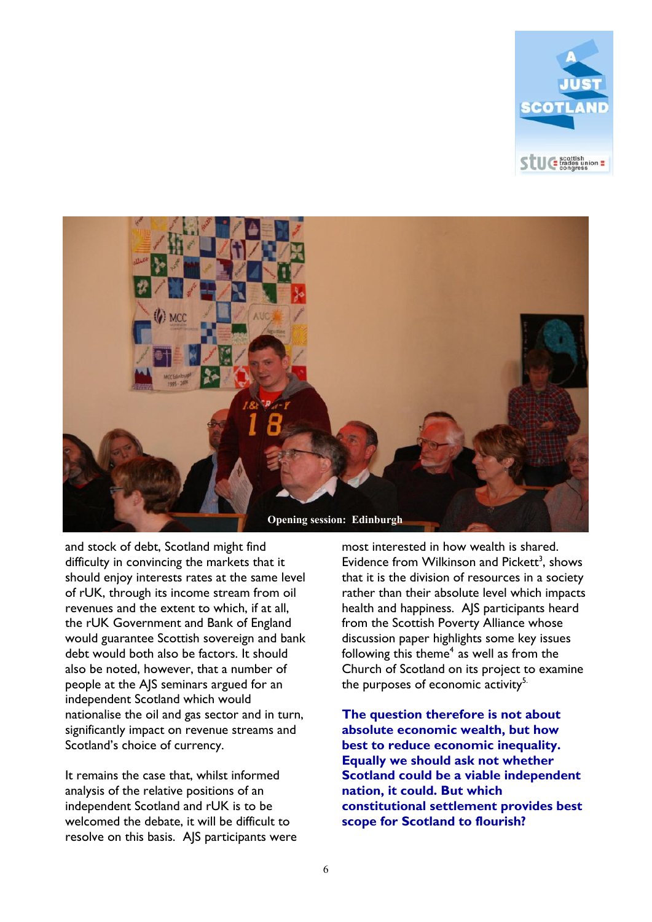Opening session: Edinburgh

and stock of debt, Scotland might find difficulty in convincing the markets that it should enjoy interests rates at the same level of rUK, through its income stream from oil revenues and the extent to which, if at all, the rUK Government and Bank of England would guarantee Scottish sovereign and bank debt would both also be factors. It should also be noted, however, that a number of people at the AJS seminars argued for an independent Scotland which would nationalise the oil and gas sector and in turn, significantly impact on revenue streams and Scotland's choice of currency.

It remains the case that, whilst informed analysis of the relative positions of an independent Scotland and rUK is to be welcomed the debate, it will be difficult to resolve on this basis. AJS participants were most interested in how wealth is shared. Evidence from Wilkinson and Pickett[3], shows that it is the division of resources in a society rather than their absolute level which impacts health and happiness. AJS participants heard from the Scottish Poverty Alliance whose discussion paper highlights some key issues following this theme[4] as well as from the Church of Scotland on its project to examine the purposes of economic activity[5].

**The question therefore is not about absolute economic wealth, but how best to reduce economic inequality. Equally we should ask not whether Scotland could be a viable independent nation, it could. But which constitutional settlement provides best scope for Scotland to flourish?**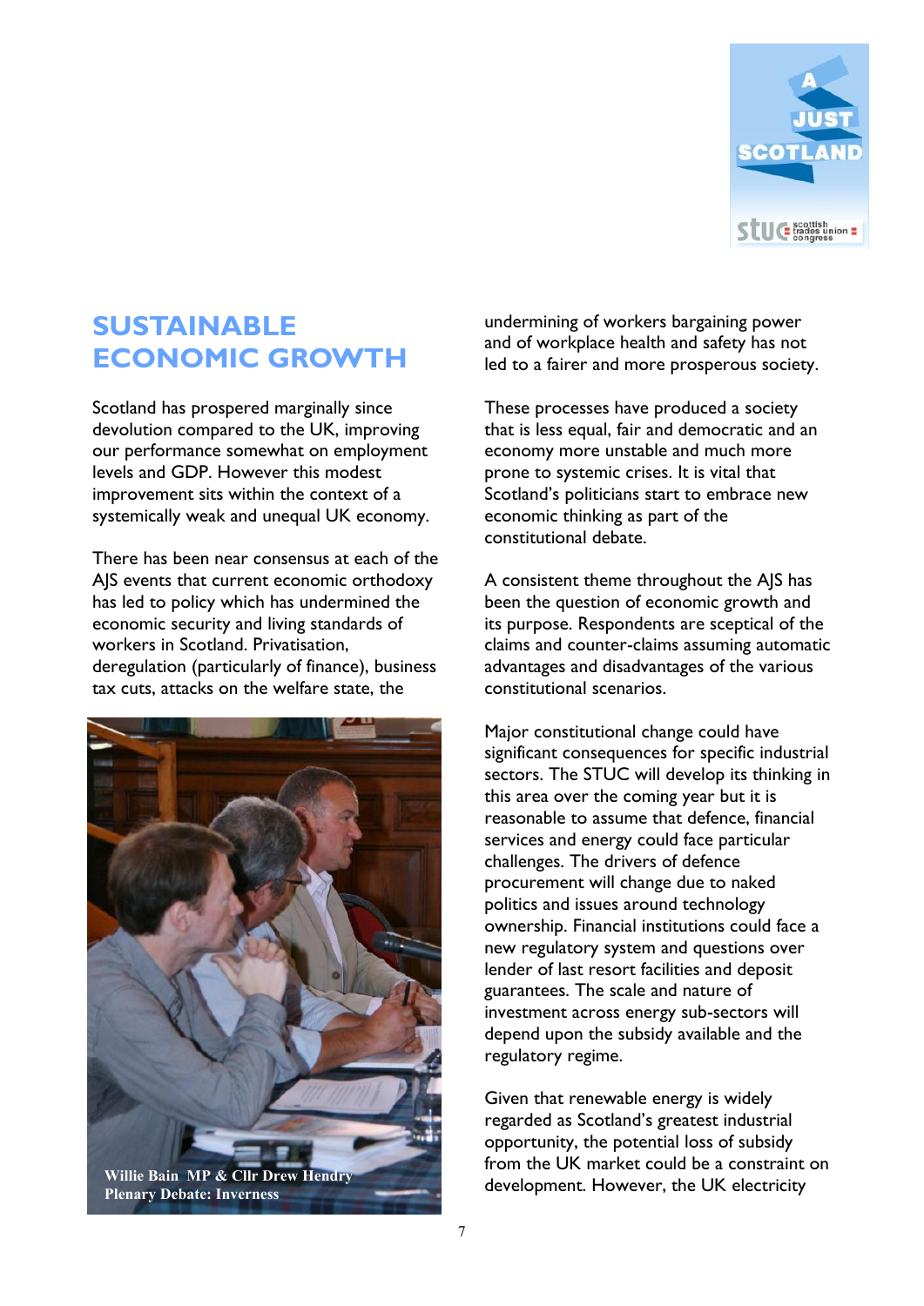## SUSTAINABLE ECONOMIC GROWTH

Scotland has prospered marginally since devolution compared to the UK, improving our performance somewhat on employment levels and GDP. However this modest improvement sits within the context of a systemically weak and unequal UK economy.

There has been near consensus at each of the AJS events that current economic orthodoxy has led to policy which has undermined the economic security and living standards of workers in Scotland. Privatisation, deregulation (particularly of finance), business tax cuts, attacks on the welfare state, the undermining of workers bargaining power and of workplace health and safety has not led to a fairer and more prosperous society.

Willie Bain MP & Cllr Drew Hendry
Plenary Debate: Inverness

These processes have produced a society that is less equal, fair and democratic and an economy more unstable and much more prone to systemic crises. It is vital that Scotland's politicians start to embrace new economic thinking as part of the constitutional debate.

A consistent theme throughout the AJS has been the question of economic growth and its purpose. Respondents are sceptical of the claims and counter-claims assuming automatic advantages and disadvantages of the various constitutional scenarios.

Major constitutional change could have significant consequences for specific industrial sectors. The STUC will develop its thinking in this area over the coming year but it is reasonable to assume that defence, financial services and energy could face particular challenges. The drivers of defence procurement will change due to naked politics and issues around technology ownership. Financial institutions could face a new regulatory system and questions over lender of last resort facilities and deposit guarantees. The scale and nature of investment across energy sub-sectors will depend upon the subsidy available and the regulatory regime.

Given that renewable energy is widely regarded as Scotland's greatest industrial opportunity, the potential loss of subsidy from the UK market could be a constraint on development. However, the UK electricity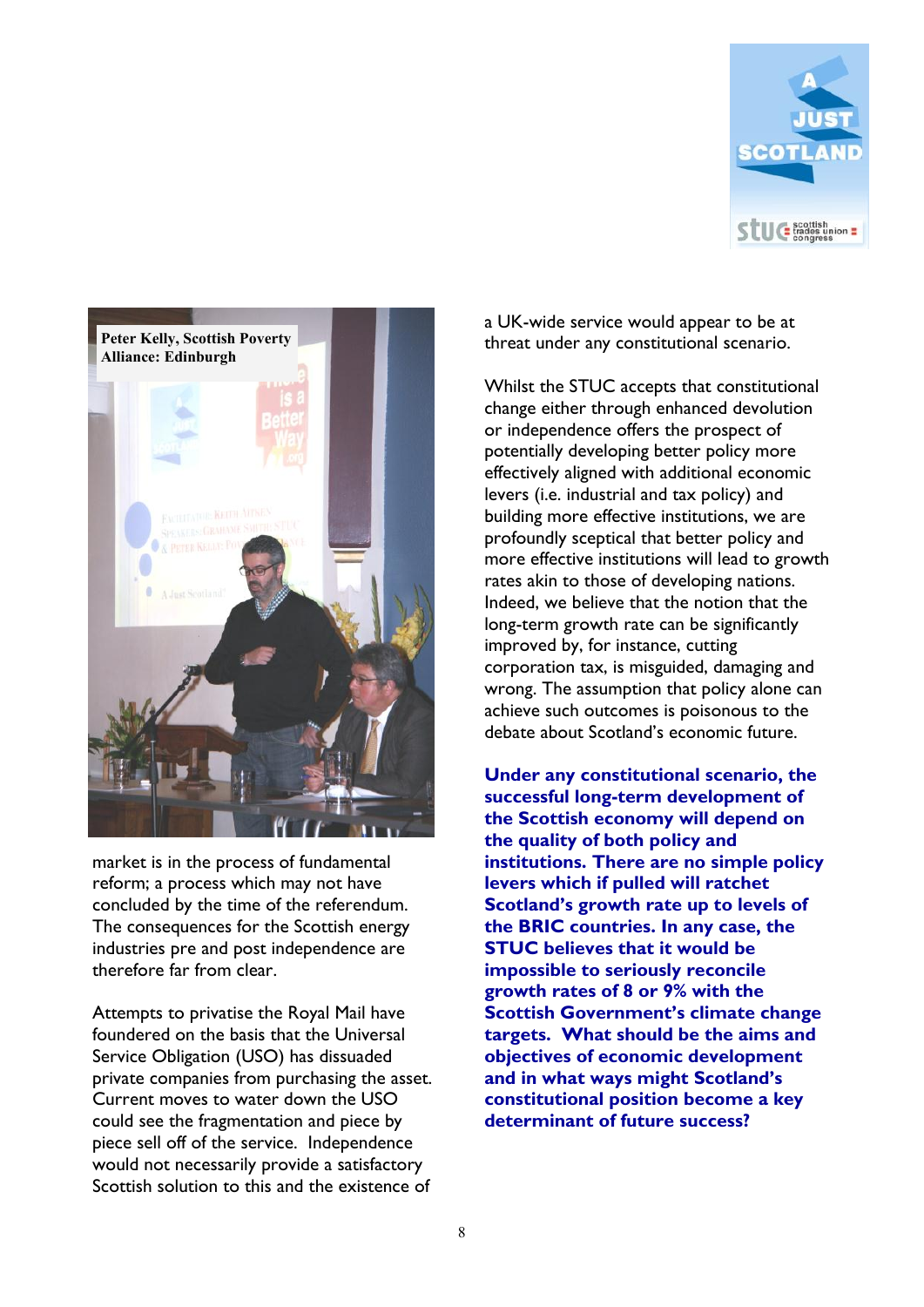Peter Kelly, Scottish Poverty Alliance: Edinburgh

market is in the process of fundamental reform; a process which may not have concluded by the time of the referendum. The consequences for the Scottish energy industries pre and post independence are therefore far from clear.

Attempts to privatise the Royal Mail have foundered on the basis that the Universal Service Obligation (USO) has dissuaded private companies from purchasing the asset. Current moves to water down the USO could see the fragmentation and piece by piece sell off of the service. Independence would not necessarily provide a satisfactory Scottish solution to this and the existence of a UK-wide service would appear to be at threat under any constitutional scenario.

Whilst the STUC accepts that constitutional change either through enhanced devolution or independence offers the prospect of potentially developing better policy more effectively aligned with additional economic levers (i.e. industrial and tax policy) and building more effective institutions, we are profoundly sceptical that better policy and more effective institutions will lead to growth rates akin to those of developing nations. Indeed, we believe that the notion that the long-term growth rate can be significantly improved by, for instance, cutting corporation tax, is misguided, damaging and wrong. The assumption that policy alone can achieve such outcomes is poisonous to the debate about Scotland's economic future.

**Under any constitutional scenario, the successful long-term development of the Scottish economy will depend on the quality of both policy and institutions. There are no simple policy levers which if pulled will ratchet Scotland's growth rate up to levels of the BRIC countries. In any case, the STUC believes that it would be impossible to seriously reconcile growth rates of 8 or 9% with the Scottish Government's climate change targets. What should be the aims and objectives of economic development and in what ways might Scotland's constitutional position become a key determinant of future success?**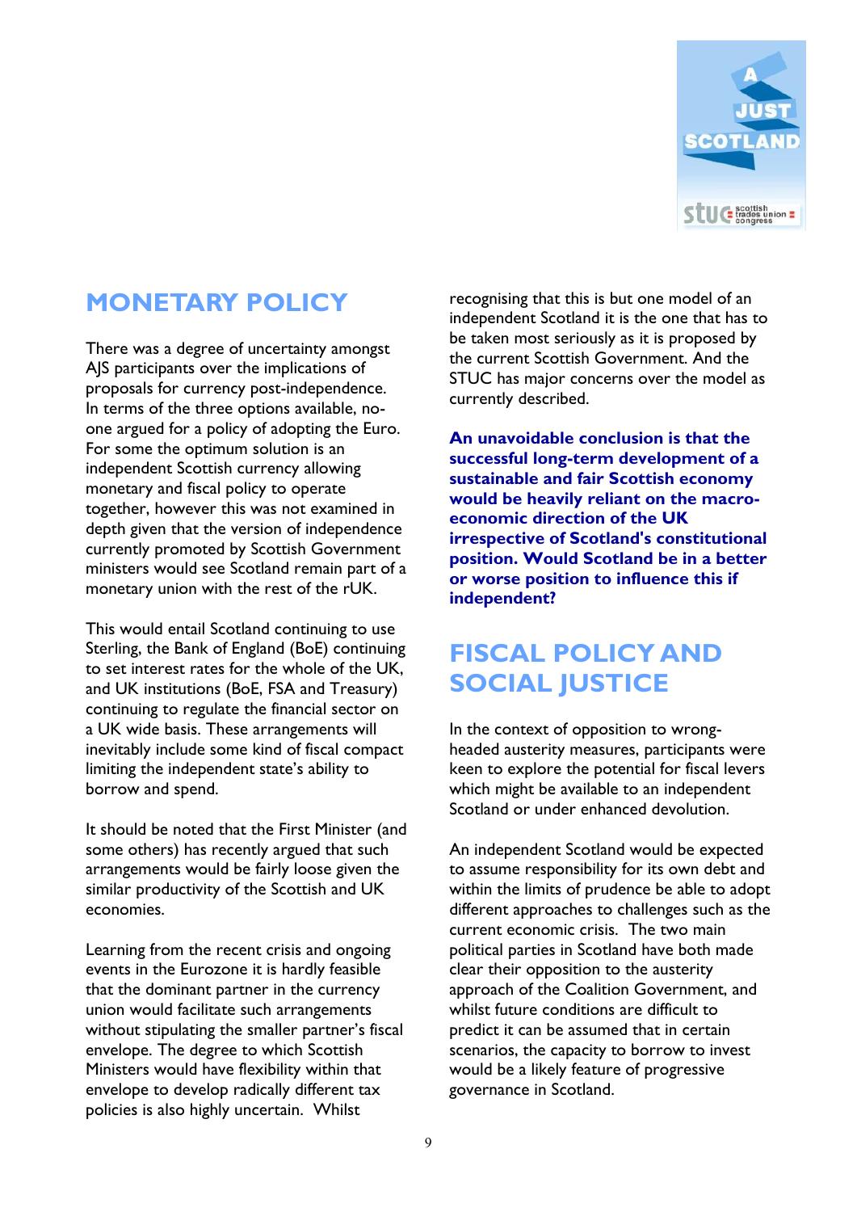## MONETARY POLICY

There was a degree of uncertainty amongst AJS participants over the implications of proposals for currency post-independence. In terms of the three options available, no-one argued for a policy of adopting the Euro. For some the optimum solution is an independent Scottish currency allowing monetary and fiscal policy to operate together, however this was not examined in depth given that the version of independence currently promoted by Scottish Government ministers would see Scotland remain part of a monetary union with the rest of the rUK.

This would entail Scotland continuing to use Sterling, the Bank of England (BoE) continuing to set interest rates for the whole of the UK, and UK institutions (BoE, FSA and Treasury) continuing to regulate the financial sector on a UK wide basis. These arrangements will inevitably include some kind of fiscal compact limiting the independent state's ability to borrow and spend.

It should be noted that the First Minister (and some others) has recently argued that such arrangements would be fairly loose given the similar productivity of the Scottish and UK economies.

Learning from the recent crisis and ongoing events in the Eurozone it is hardly feasible that the dominant partner in the currency union would facilitate such arrangements without stipulating the smaller partner's fiscal envelope. The degree to which Scottish Ministers would have flexibility within that envelope to develop radically different tax policies is also highly uncertain. Whilst recognising that this is but one model of an independent Scotland it is the one that has to be taken most seriously as it is proposed by the current Scottish Government. And the STUC has major concerns over the model as currently described.

**An unavoidable conclusion is that the successful long-term development of a sustainable and fair Scottish economy would be heavily reliant on the macro-economic direction of the UK irrespective of Scotland's constitutional position. Would Scotland be in a better or worse position to influence this if independent?**

## FISCAL POLICY AND SOCIAL JUSTICE

In the context of opposition to wrong-headed austerity measures, participants were keen to explore the potential for fiscal levers which might be available to an independent Scotland or under enhanced devolution.

An independent Scotland would be expected to assume responsibility for its own debt and within the limits of prudence be able to adopt different approaches to challenges such as the current economic crisis. The two main political parties in Scotland have both made clear their opposition to the austerity approach of the Coalition Government, and whilst future conditions are difficult to predict it can be assumed that in certain scenarios, the capacity to borrow to invest would be a likely feature of progressive governance in Scotland.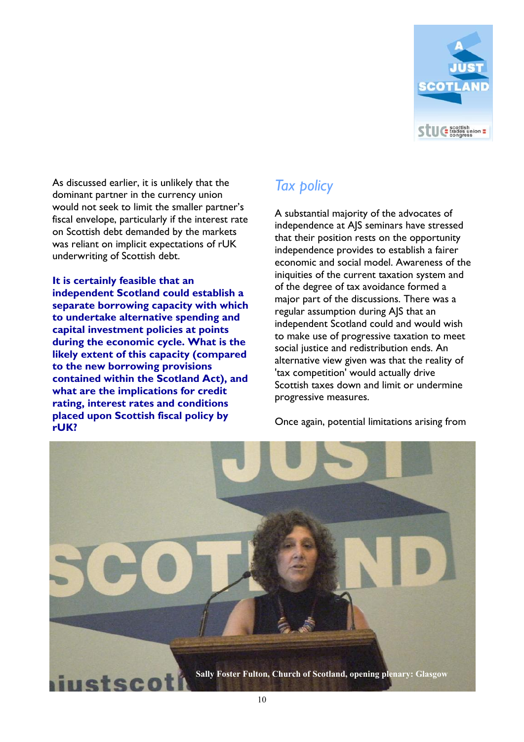As discussed earlier, it is unlikely that the dominant partner in the currency union would not seek to limit the smaller partner's fiscal envelope, particularly if the interest rate on Scottish debt demanded by the markets was reliant on implicit expectations of rUK underwriting of Scottish debt.

**It is certainly feasible that an independent Scotland could establish a separate borrowing capacity with which to undertake alternative spending and capital investment policies at points during the economic cycle. What is the likely extent of this capacity (compared to the new borrowing provisions contained within the Scotland Act), and what are the implications for credit rating, interest rates and conditions placed upon Scottish fiscal policy by rUK?**

## *Tax policy*

A substantial majority of the advocates of independence at AJS seminars have stressed that their position rests on the opportunity independence provides to establish a fairer economic and social model. Awareness of the iniquities of the current taxation system and of the degree of tax avoidance formed a major part of the discussions. There was a regular assumption during AJS that an independent Scotland could and would wish to make use of progressive taxation to meet social justice and redistribution ends. An alternative view given was that the reality of 'tax competition' would actually drive Scottish taxes down and limit or undermine progressive measures.

Once again, potential limitations arising from

Sally Foster Fulton, Church of Scotland, opening plenary: Glasgow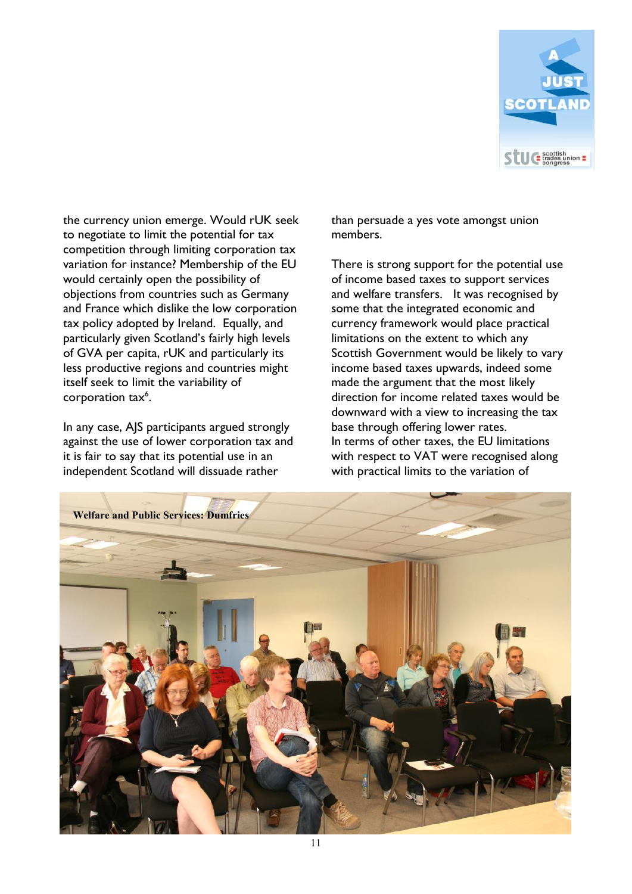the currency union emerge. Would rUK seek to negotiate to limit the potential for tax competition through limiting corporation tax variation for instance? Membership of the EU would certainly open the possibility of objections from countries such as Germany and France which dislike the low corporation tax policy adopted by Ireland. Equally, and particularly given Scotland's fairly high levels of GVA per capita, rUK and particularly its less productive regions and countries might itself seek to limit the variability of corporation tax[6].

In any case, AJS participants argued strongly against the use of lower corporation tax and it is fair to say that its potential use in an independent Scotland will dissuade rather than persuade a yes vote amongst union members.

There is strong support for the potential use of income based taxes to support services and welfare transfers. It was recognised by some that the integrated economic and currency framework would place practical limitations on the extent to which any Scottish Government would be likely to vary income based taxes upwards, indeed some made the argument that the most likely direction for income related taxes would be downward with a view to increasing the tax base through offering lower rates.
In terms of other taxes, the EU limitations with respect to VAT were recognised along with practical limits to the variation of

**Welfare and Public Services: Dumfries**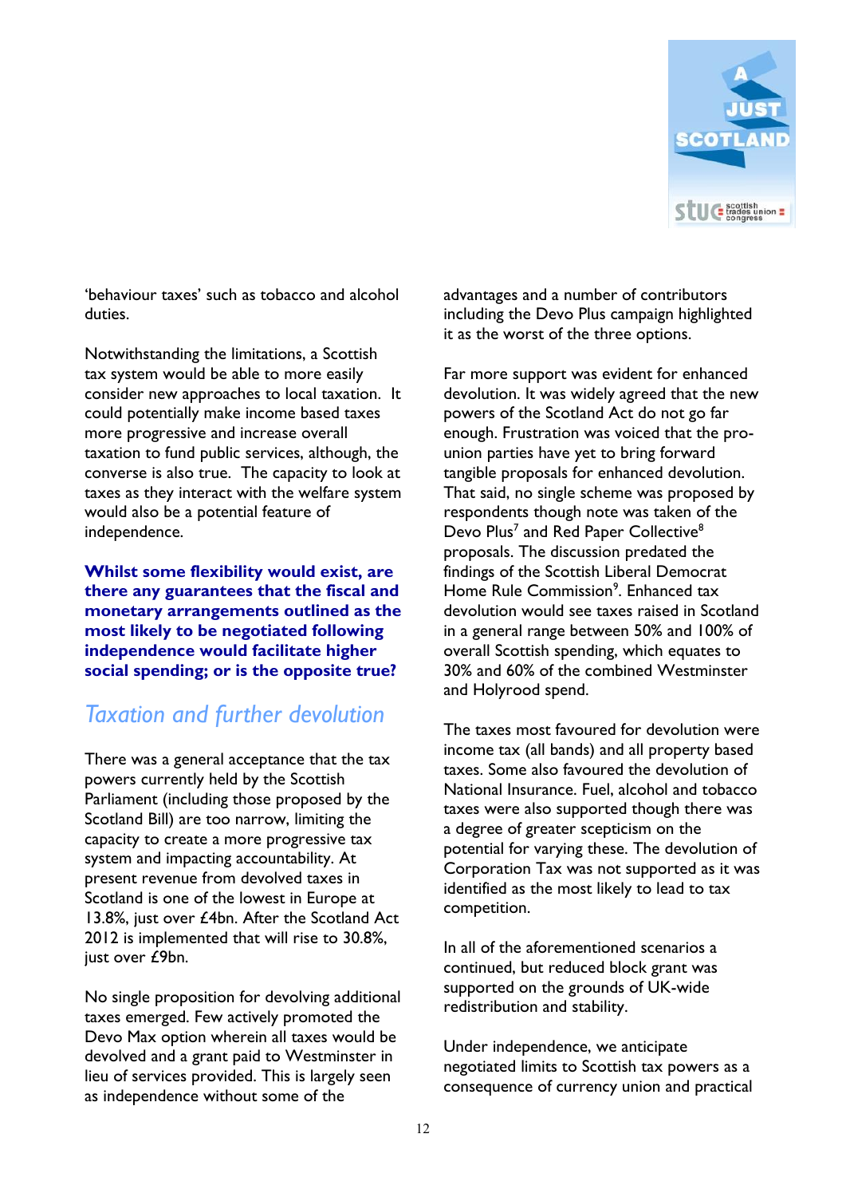'behaviour taxes' such as tobacco and alcohol duties.

Notwithstanding the limitations, a Scottish tax system would be able to more easily consider new approaches to local taxation. It could potentially make income based taxes more progressive and increase overall taxation to fund public services, although, the converse is also true. The capacity to look at taxes as they interact with the welfare system would also be a potential feature of independence.

**Whilst some flexibility would exist, are there any guarantees that the fiscal and monetary arrangements outlined as the most likely to be negotiated following independence would facilitate higher social spending; or is the opposite true?**

## *Taxation and further devolution*

There was a general acceptance that the tax powers currently held by the Scottish Parliament (including those proposed by the Scotland Bill) are too narrow, limiting the capacity to create a more progressive tax system and impacting accountability. At present revenue from devolved taxes in Scotland is one of the lowest in Europe at 13.8%, just over £4bn. After the Scotland Act 2012 is implemented that will rise to 30.8%, just over £9bn.

No single proposition for devolving additional taxes emerged. Few actively promoted the Devo Max option wherein all taxes would be devolved and a grant paid to Westminster in lieu of services provided. This is largely seen as independence without some of the advantages and a number of contributors including the Devo Plus campaign highlighted it as the worst of the three options.

Far more support was evident for enhanced devolution. It was widely agreed that the new powers of the Scotland Act do not go far enough. Frustration was voiced that the pro-union parties have yet to bring forward tangible proposals for enhanced devolution. That said, no single scheme was proposed by respondents though note was taken of the Devo Plus[7] and Red Paper Collective[8] proposals. The discussion predated the findings of the Scottish Liberal Democrat Home Rule Commission[9]. Enhanced tax devolution would see taxes raised in Scotland in a general range between 50% and 100% of overall Scottish spending, which equates to 30% and 60% of the combined Westminster and Holyrood spend.

The taxes most favoured for devolution were income tax (all bands) and all property based taxes. Some also favoured the devolution of National Insurance. Fuel, alcohol and tobacco taxes were also supported though there was a degree of greater scepticism on the potential for varying these. The devolution of Corporation Tax was not supported as it was identified as the most likely to lead to tax competition.

In all of the aforementioned scenarios a continued, but reduced block grant was supported on the grounds of UK-wide redistribution and stability.

Under independence, we anticipate negotiated limits to Scottish tax powers as a consequence of currency union and practical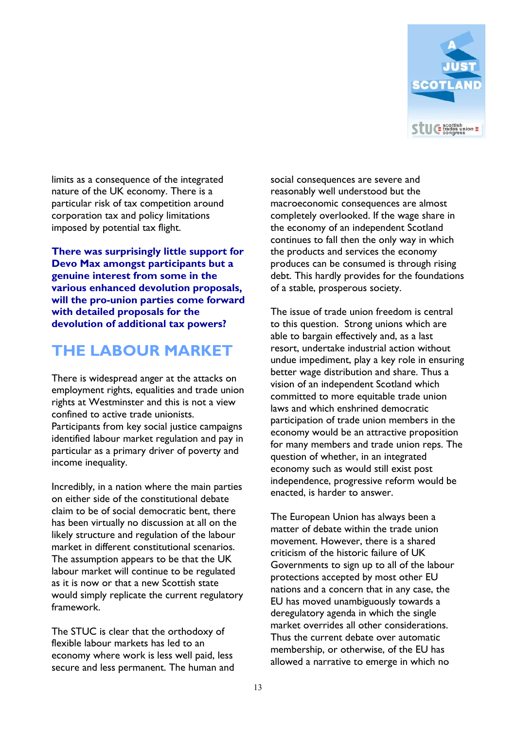limits as a consequence of the integrated nature of the UK economy. There is a particular risk of tax competition around corporation tax and policy limitations imposed by potential tax flight.

**There was surprisingly little support for Devo Max amongst participants but a genuine interest from some in the various enhanced devolution proposals, will the pro-union parties come forward with detailed proposals for the devolution of additional tax powers?**

## THE LABOUR MARKET

There is widespread anger at the attacks on employment rights, equalities and trade union rights at Westminster and this is not a view confined to active trade unionists. Participants from key social justice campaigns identified labour market regulation and pay in particular as a primary driver of poverty and income inequality.

Incredibly, in a nation where the main parties on either side of the constitutional debate claim to be of social democratic bent, there has been virtually no discussion at all on the likely structure and regulation of the labour market in different constitutional scenarios. The assumption appears to be that the UK labour market will continue to be regulated as it is now or that a new Scottish state would simply replicate the current regulatory framework.

The STUC is clear that the orthodoxy of flexible labour markets has led to an economy where work is less well paid, less secure and less permanent. The human and social consequences are severe and reasonably well understood but the macroeconomic consequences are almost completely overlooked. If the wage share in the economy of an independent Scotland continues to fall then the only way in which the products and services the economy produces can be consumed is through rising debt. This hardly provides for the foundations of a stable, prosperous society.

The issue of trade union freedom is central to this question. Strong unions which are able to bargain effectively and, as a last resort, undertake industrial action without undue impediment, play a key role in ensuring better wage distribution and share. Thus a vision of an independent Scotland which committed to more equitable trade union laws and which enshrined democratic participation of trade union members in the economy would be an attractive proposition for many members and trade union reps. The question of whether, in an integrated economy such as would still exist post independence, progressive reform would be enacted, is harder to answer.

The European Union has always been a matter of debate within the trade union movement. However, there is a shared criticism of the historic failure of UK Governments to sign up to all of the labour protections accepted by most other EU nations and a concern that in any case, the EU has moved unambiguously towards a deregulatory agenda in which the single market overrides all other considerations. Thus the current debate over automatic membership, or otherwise, of the EU has allowed a narrative to emerge in which no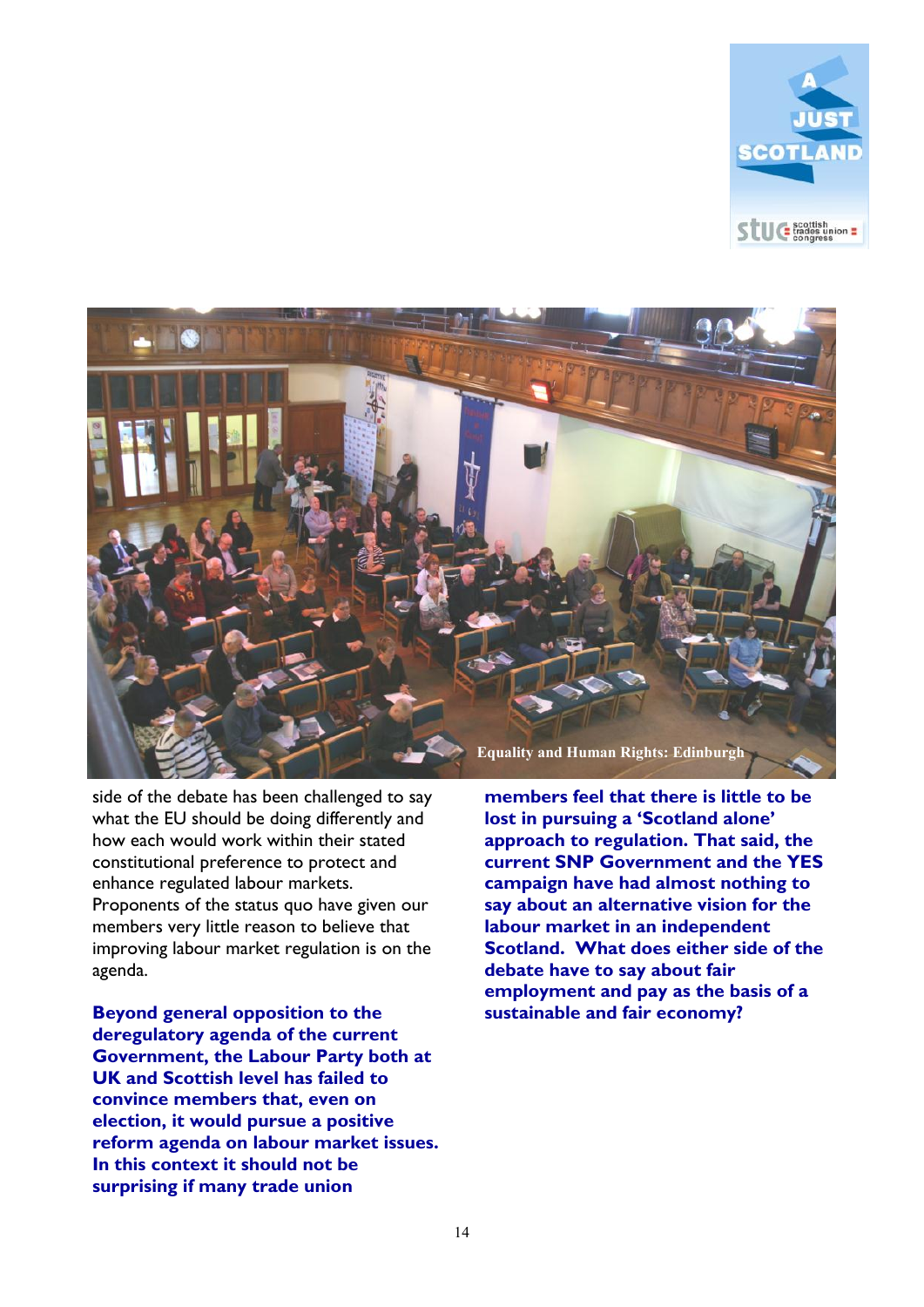Equality and Human Rights: Edinburgh

side of the debate has been challenged to say what the EU should be doing differently and how each would work within their stated constitutional preference to protect and enhance regulated labour markets. Proponents of the status quo have given our members very little reason to believe that improving labour market regulation is on the agenda.

**Beyond general opposition to the deregulatory agenda of the current Government, the Labour Party both at UK and Scottish level has failed to convince members that, even on election, it would pursue a positive reform agenda on labour market issues. In this context it should not be surprising if many trade union members feel that there is little to be lost in pursuing a 'Scotland alone' approach to regulation. That said, the current SNP Government and the YES campaign have had almost nothing to say about an alternative vision for the labour market in an independent Scotland. What does either side of the debate have to say about fair employment and pay as the basis of a sustainable and fair economy?**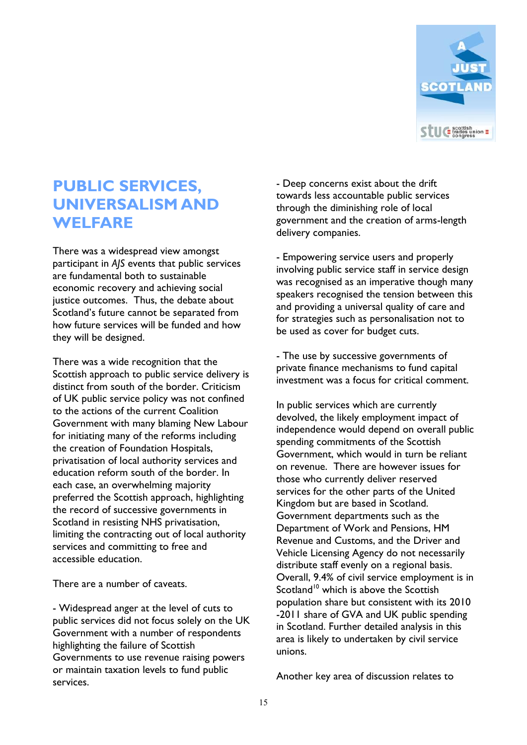## PUBLIC SERVICES, UNIVERSALISM AND WELFARE

There was a widespread view amongst participant in *AJS* events that public services are fundamental both to sustainable economic recovery and achieving social justice outcomes. Thus, the debate about Scotland's future cannot be separated from how future services will be funded and how they will be designed.

There was a wide recognition that the Scottish approach to public service delivery is distinct from south of the border. Criticism of UK public service policy was not confined to the actions of the current Coalition Government with many blaming New Labour for initiating many of the reforms including the creation of Foundation Hospitals, privatisation of local authority services and education reform south of the border. In each case, an overwhelming majority preferred the Scottish approach, highlighting the record of successive governments in Scotland in resisting NHS privatisation, limiting the contracting out of local authority services and committing to free and accessible education.

There are a number of caveats.

- Widespread anger at the level of cuts to public services did not focus solely on the UK Government with a number of respondents highlighting the failure of Scottish Governments to use revenue raising powers or maintain taxation levels to fund public services.

- Deep concerns exist about the drift towards less accountable public services through the diminishing role of local government and the creation of arms-length delivery companies.

- Empowering service users and properly involving public service staff in service design was recognised as an imperative though many speakers recognised the tension between this and providing a universal quality of care and for strategies such as personalisation not to be used as cover for budget cuts.

- The use by successive governments of private finance mechanisms to fund capital investment was a focus for critical comment.

In public services which are currently devolved, the likely employment impact of independence would depend on overall public spending commitments of the Scottish Government, which would in turn be reliant on revenue. There are however issues for those who currently deliver reserved services for the other parts of the United Kingdom but are based in Scotland. Government departments such as the Department of Work and Pensions, HM Revenue and Customs, and the Driver and Vehicle Licensing Agency do not necessarily distribute staff evenly on a regional basis. Overall, 9.4% of civil service employment is in Scotland[10] which is above the Scottish population share but consistent with its 2010-2011 share of GVA and UK public spending in Scotland. Further detailed analysis in this area is likely to undertaken by civil service unions.

Another key area of discussion relates to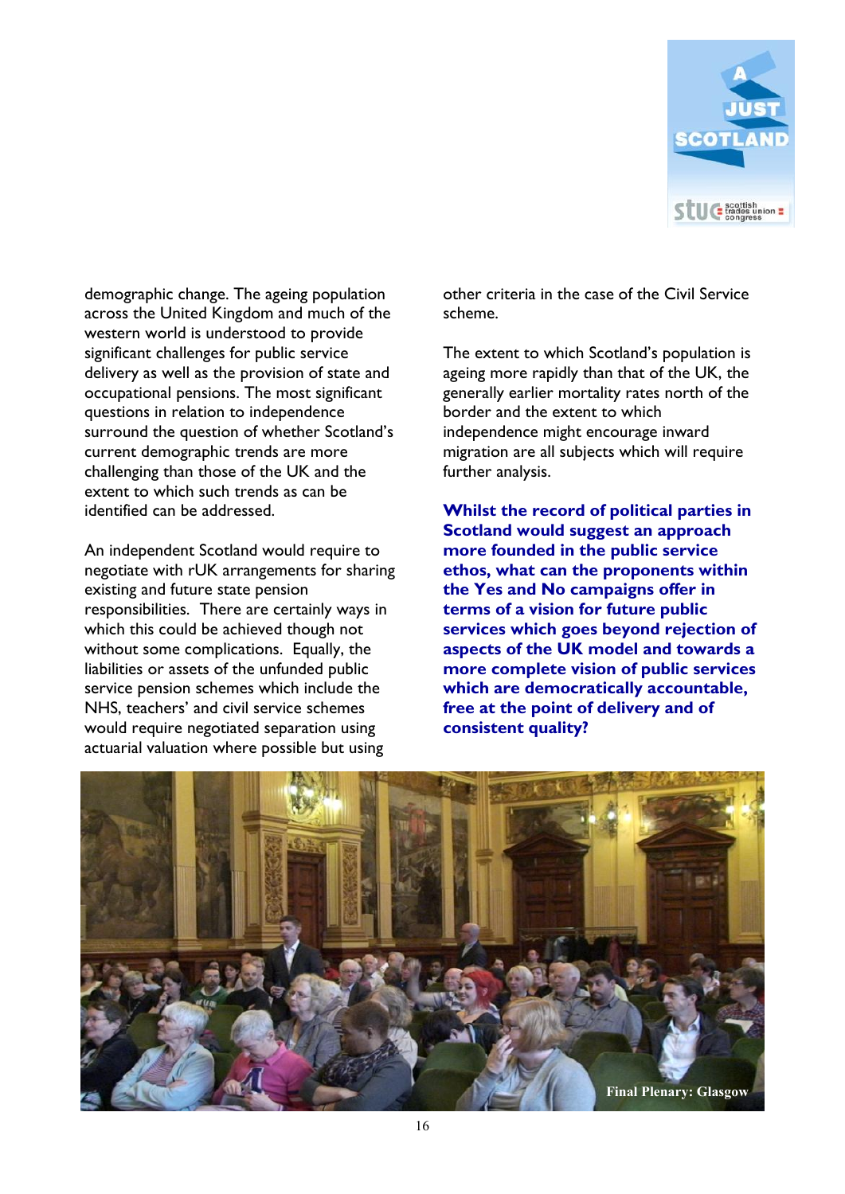demographic change. The ageing population across the United Kingdom and much of the western world is understood to provide significant challenges for public service delivery as well as the provision of state and occupational pensions. The most significant questions in relation to independence surround the question of whether Scotland's current demographic trends are more challenging than those of the UK and the extent to which such trends as can be identified can be addressed.

An independent Scotland would require to negotiate with rUK arrangements for sharing existing and future state pension responsibilities. There are certainly ways in which this could be achieved though not without some complications. Equally, the liabilities or assets of the unfunded public service pension schemes which include the NHS, teachers' and civil service schemes would require negotiated separation using actuarial valuation where possible but using other criteria in the case of the Civil Service scheme.

The extent to which Scotland's population is ageing more rapidly than that of the UK, the generally earlier mortality rates north of the border and the extent to which independence might encourage inward migration are all subjects which will require further analysis.

**Whilst the record of political parties in Scotland would suggest an approach more founded in the public service ethos, what can the proponents within the Yes and No campaigns offer in terms of a vision for future public services which goes beyond rejection of aspects of the UK model and towards a more complete vision of public services which are democratically accountable, free at the point of delivery and of consistent quality?**

Final Plenary: Glasgow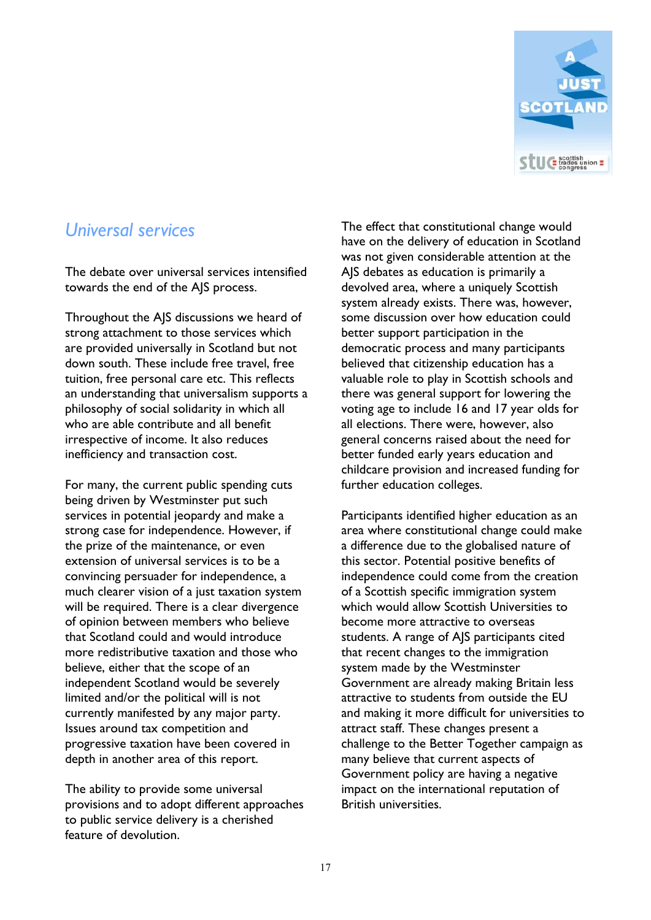## *Universal services*

The debate over universal services intensified towards the end of the AJS process.

Throughout the AJS discussions we heard of strong attachment to those services which are provided universally in Scotland but not down south. These include free travel, free tuition, free personal care etc. This reflects an understanding that universalism supports a philosophy of social solidarity in which all who are able contribute and all benefit irrespective of income. It also reduces inefficiency and transaction cost.

For many, the current public spending cuts being driven by Westminster put such services in potential jeopardy and make a strong case for independence. However, if the prize of the maintenance, or even extension of universal services is to be a convincing persuader for independence, a much clearer vision of a just taxation system will be required. There is a clear divergence of opinion between members who believe that Scotland could and would introduce more redistributive taxation and those who believe, either that the scope of an independent Scotland would be severely limited and/or the political will is not currently manifested by any major party. Issues around tax competition and progressive taxation have been covered in depth in another area of this report.

The ability to provide some universal provisions and to adopt different approaches to public service delivery is a cherished feature of devolution.

The effect that constitutional change would have on the delivery of education in Scotland was not given considerable attention at the AJS debates as education is primarily a devolved area, where a uniquely Scottish system already exists. There was, however, some discussion over how education could better support participation in the democratic process and many participants believed that citizenship education has a valuable role to play in Scottish schools and there was general support for lowering the voting age to include 16 and 17 year olds for all elections. There were, however, also general concerns raised about the need for better funded early years education and childcare provision and increased funding for further education colleges.

Participants identified higher education as an area where constitutional change could make a difference due to the globalised nature of this sector. Potential positive benefits of independence could come from the creation of a Scottish specific immigration system which would allow Scottish Universities to become more attractive to overseas students. A range of AJS participants cited that recent changes to the immigration system made by the Westminster Government are already making Britain less attractive to students from outside the EU and making it more difficult for universities to attract staff. These changes present a challenge to the Better Together campaign as many believe that current aspects of Government policy are having a negative impact on the international reputation of British universities.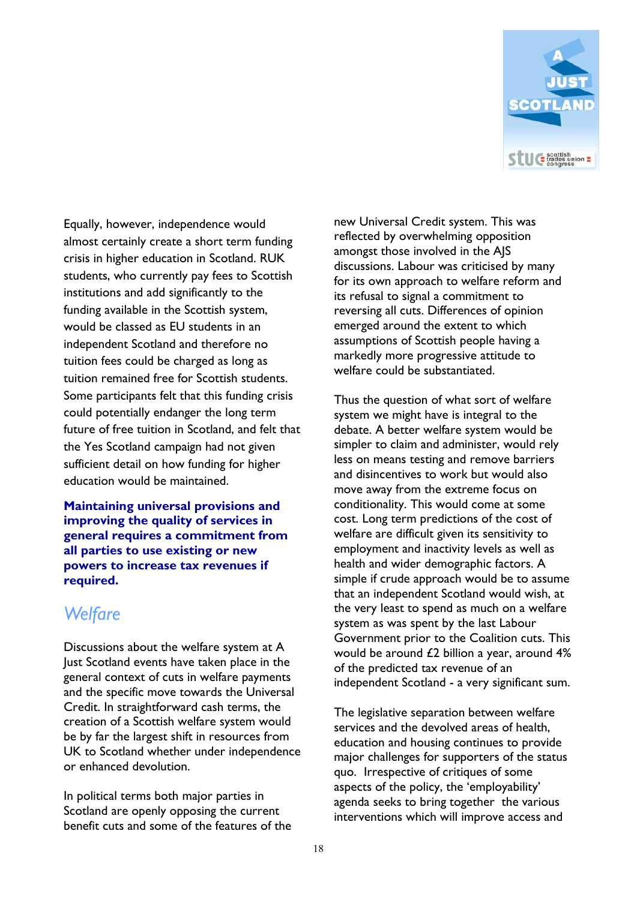Equally, however, independence would almost certainly create a short term funding crisis in higher education in Scotland. RUK students, who currently pay fees to Scottish institutions and add significantly to the funding available in the Scottish system, would be classed as EU students in an independent Scotland and therefore no tuition fees could be charged as long as tuition remained free for Scottish students. Some participants felt that this funding crisis could potentially endanger the long term future of free tuition in Scotland, and felt that the Yes Scotland campaign had not given sufficient detail on how funding for higher education would be maintained.

**Maintaining universal provisions and improving the quality of services in general requires a commitment from all parties to use existing or new powers to increase tax revenues if required.**

## *Welfare*

Discussions about the welfare system at A Just Scotland events have taken place in the general context of cuts in welfare payments and the specific move towards the Universal Credit. In straightforward cash terms, the creation of a Scottish welfare system would be by far the largest shift in resources from UK to Scotland whether under independence or enhanced devolution.

In political terms both major parties in Scotland are openly opposing the current benefit cuts and some of the features of the new Universal Credit system. This was reflected by overwhelming opposition amongst those involved in the AJS discussions. Labour was criticised by many for its own approach to welfare reform and its refusal to signal a commitment to reversing all cuts. Differences of opinion emerged around the extent to which assumptions of Scottish people having a markedly more progressive attitude to welfare could be substantiated.

Thus the question of what sort of welfare system we might have is integral to the debate. A better welfare system would be simpler to claim and administer, would rely less on means testing and remove barriers and disincentives to work but would also move away from the extreme focus on conditionality. This would come at some cost. Long term predictions of the cost of welfare are difficult given its sensitivity to employment and inactivity levels as well as health and wider demographic factors. A simple if crude approach would be to assume that an independent Scotland would wish, at the very least to spend as much on a welfare system as was spent by the last Labour Government prior to the Coalition cuts. This would be around £2 billion a year, around 4% of the predicted tax revenue of an independent Scotland - a very significant sum.

The legislative separation between welfare services and the devolved areas of health, education and housing continues to provide major challenges for supporters of the status quo. Irrespective of critiques of some aspects of the policy, the 'employability' agenda seeks to bring together the various interventions which will improve access and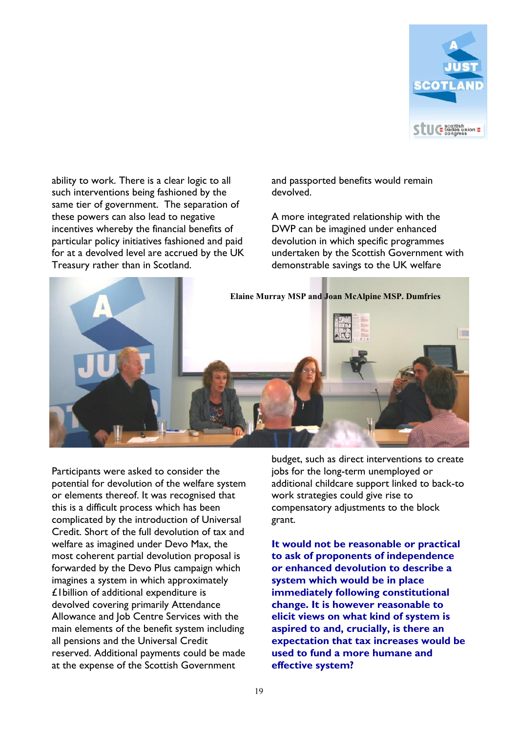ability to work. There is a clear logic to all such interventions being fashioned by the same tier of government. The separation of these powers can also lead to negative incentives whereby the financial benefits of particular policy initiatives fashioned and paid for at a devolved level are accrued by the UK Treasury rather than in Scotland.

Elaine Murray MSP and Joan McAlpine MSP. Dumfries

Participants were asked to consider the potential for devolution of the welfare system or elements thereof. It was recognised that this is a difficult process which has been complicated by the introduction of Universal Credit. Short of the full devolution of tax and welfare as imagined under Devo Max, the most coherent partial devolution proposal is forwarded by the Devo Plus campaign which imagines a system in which approximately £1billion of additional expenditure is devolved covering primarily Attendance Allowance and Job Centre Services with the main elements of the benefit system including all pensions and the Universal Credit reserved. Additional payments could be made at the expense of the Scottish Government and passported benefits would remain devolved.

A more integrated relationship with the DWP can be imagined under enhanced devolution in which specific programmes undertaken by the Scottish Government with demonstrable savings to the UK welfare budget, such as direct interventions to create jobs for the long-term unemployed or additional childcare support linked to back-to work strategies could give rise to compensatory adjustments to the block grant.

**It would not be reasonable or practical to ask of proponents of independence or enhanced devolution to describe a system which would be in place immediately following constitutional change. It is however reasonable to elicit views on what kind of system is aspired to and, crucially, is there an expectation that tax increases would be used to fund a more humane and effective system?**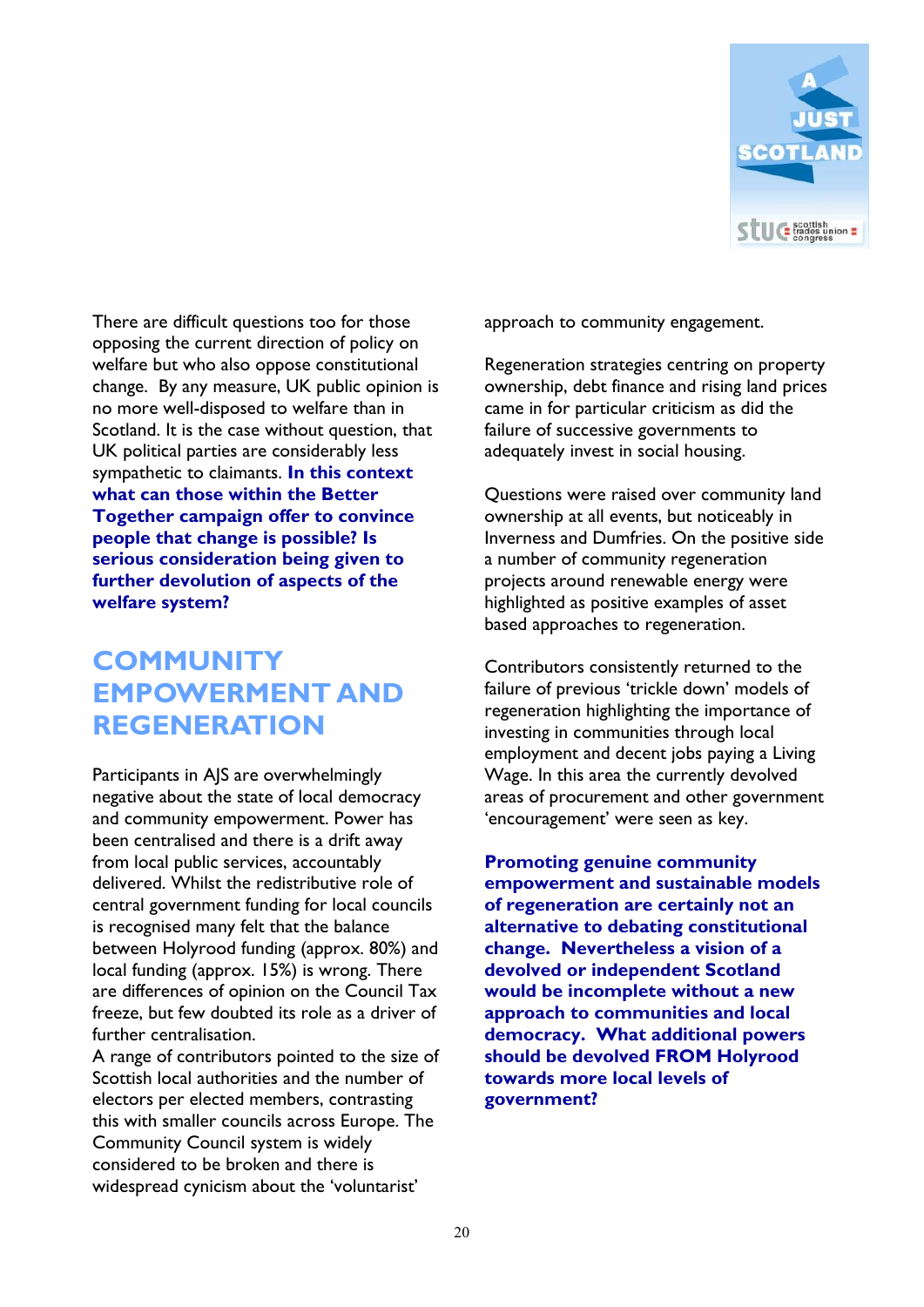There are difficult questions too for those opposing the current direction of policy on welfare but who also oppose constitutional change. By any measure, UK public opinion is no more well-disposed to welfare than in Scotland. It is the case without question, that UK political parties are considerably less sympathetic to claimants. **In this context what can those within the Better Together campaign offer to convince people that change is possible? Is serious consideration being given to further devolution of aspects of the welfare system?**

## COMMUNITY EMPOWERMENT AND REGENERATION

Participants in AJS are overwhelmingly negative about the state of local democracy and community empowerment. Power has been centralised and there is a drift away from local public services, accountably delivered. Whilst the redistributive role of central government funding for local councils is recognised many felt that the balance between Holyrood funding (approx. 80%) and local funding (approx. 15%) is wrong. There are differences of opinion on the Council Tax freeze, but few doubted its role as a driver of further centralisation.

A range of contributors pointed to the size of Scottish local authorities and the number of electors per elected members, contrasting this with smaller councils across Europe. The Community Council system is widely considered to be broken and there is widespread cynicism about the 'voluntarist' approach to community engagement.

Regeneration strategies centring on property ownership, debt finance and rising land prices came in for particular criticism as did the failure of successive governments to adequately invest in social housing.

Questions were raised over community land ownership at all events, but noticeably in Inverness and Dumfries. On the positive side a number of community regeneration projects around renewable energy were highlighted as positive examples of asset based approaches to regeneration.

Contributors consistently returned to the failure of previous 'trickle down' models of regeneration highlighting the importance of investing in communities through local employment and decent jobs paying a Living Wage. In this area the currently devolved areas of procurement and other government 'encouragement' were seen as key.

**Promoting genuine community empowerment and sustainable models of regeneration are certainly not an alternative to debating constitutional change. Nevertheless a vision of a devolved or independent Scotland would be incomplete without a new approach to communities and local democracy. What additional powers should be devolved FROM Holyrood towards more local levels of government?**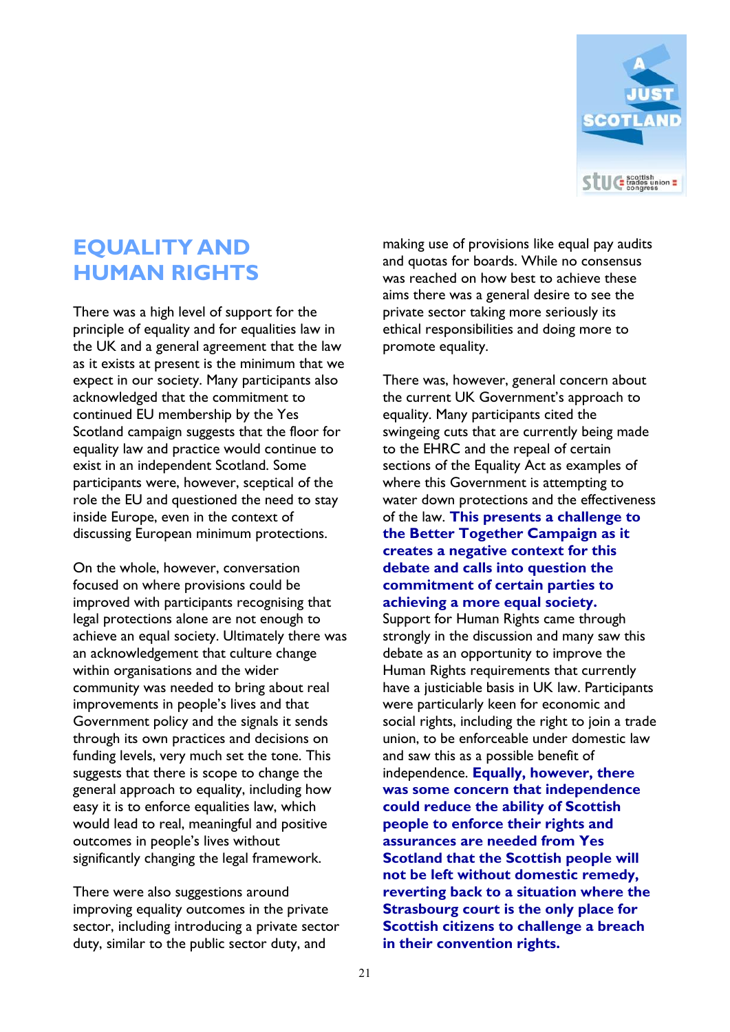## EQUALITY AND HUMAN RIGHTS

There was a high level of support for the principle of equality and for equalities law in the UK and a general agreement that the law as it exists at present is the minimum that we expect in our society. Many participants also acknowledged that the commitment to continued EU membership by the Yes Scotland campaign suggests that the floor for equality law and practice would continue to exist in an independent Scotland. Some participants were, however, sceptical of the role the EU and questioned the need to stay inside Europe, even in the context of discussing European minimum protections.

On the whole, however, conversation focused on where provisions could be improved with participants recognising that legal protections alone are not enough to achieve an equal society. Ultimately there was an acknowledgement that culture change within organisations and the wider community was needed to bring about real improvements in people's lives and that Government policy and the signals it sends through its own practices and decisions on funding levels, very much set the tone. This suggests that there is scope to change the general approach to equality, including how easy it is to enforce equalities law, which would lead to real, meaningful and positive outcomes in people's lives without significantly changing the legal framework.

There were also suggestions around improving equality outcomes in the private sector, including introducing a private sector duty, similar to the public sector duty, and making use of provisions like equal pay audits and quotas for boards. While no consensus was reached on how best to achieve these aims there was a general desire to see the private sector taking more seriously its ethical responsibilities and doing more to promote equality.

There was, however, general concern about the current UK Government's approach to equality. Many participants cited the swingeing cuts that are currently being made to the EHRC and the repeal of certain sections of the Equality Act as examples of where this Government is attempting to water down protections and the effectiveness of the law. **This presents a challenge to the Better Together Campaign as it creates a negative context for this debate and calls into question the commitment of certain parties to achieving a more equal society.** Support for Human Rights came through strongly in the discussion and many saw this debate as an opportunity to improve the Human Rights requirements that currently have a justiciable basis in UK law. Participants were particularly keen for economic and social rights, including the right to join a trade union, to be enforceable under domestic law and saw this as a possible benefit of independence. **Equally, however, there was some concern that independence could reduce the ability of Scottish people to enforce their rights and assurances are needed from Yes Scotland that the Scottish people will not be left without domestic remedy, reverting back to a situation where the Strasbourg court is the only place for Scottish citizens to challenge a breach in their convention rights.**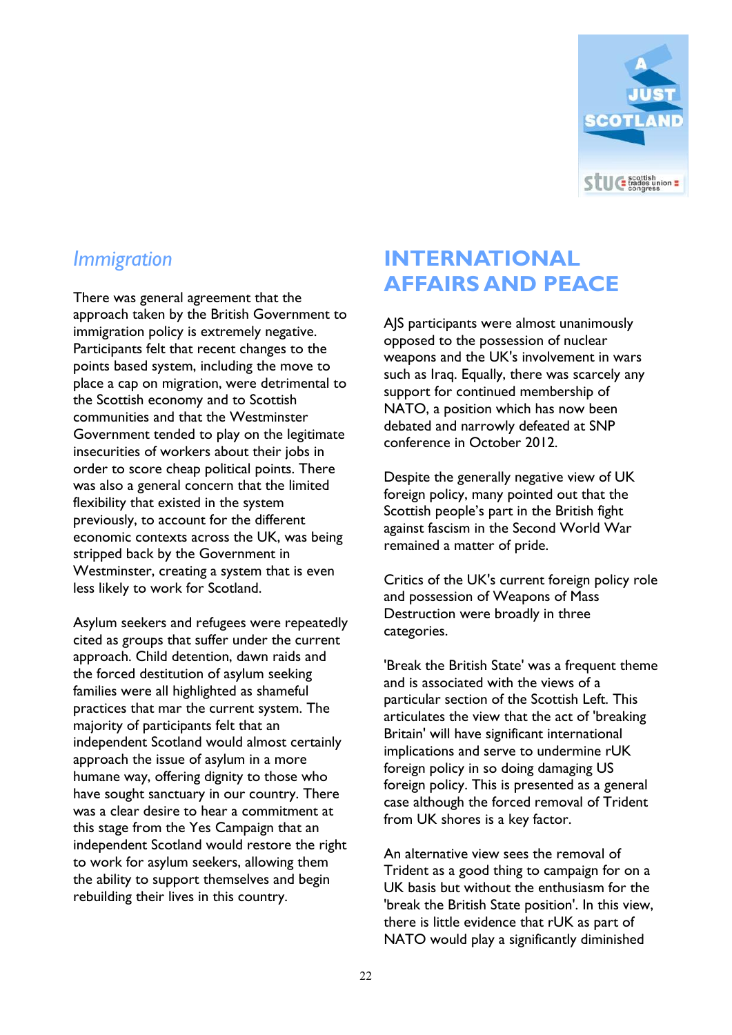### *Immigration*

There was general agreement that the approach taken by the British Government to immigration policy is extremely negative. Participants felt that recent changes to the points based system, including the move to place a cap on migration, were detrimental to the Scottish economy and to Scottish communities and that the Westminster Government tended to play on the legitimate insecurities of workers about their jobs in order to score cheap political points. There was also a general concern that the limited flexibility that existed in the system previously, to account for the different economic contexts across the UK, was being stripped back by the Government in Westminster, creating a system that is even less likely to work for Scotland.

Asylum seekers and refugees were repeatedly cited as groups that suffer under the current approach. Child detention, dawn raids and the forced destitution of asylum seeking families were all highlighted as shameful practices that mar the current system. The majority of participants felt that an independent Scotland would almost certainly approach the issue of asylum in a more humane way, offering dignity to those who have sought sanctuary in our country. There was a clear desire to hear a commitment at this stage from the Yes Campaign that an independent Scotland would restore the right to work for asylum seekers, allowing them the ability to support themselves and begin rebuilding their lives in this country.

## INTERNATIONAL AFFAIRS AND PEACE

AJS participants were almost unanimously opposed to the possession of nuclear weapons and the UK's involvement in wars such as Iraq. Equally, there was scarcely any support for continued membership of NATO, a position which has now been debated and narrowly defeated at SNP conference in October 2012.

Despite the generally negative view of UK foreign policy, many pointed out that the Scottish people's part in the British fight against fascism in the Second World War remained a matter of pride.

Critics of the UK's current foreign policy role and possession of Weapons of Mass Destruction were broadly in three categories.

'Break the British State' was a frequent theme and is associated with the views of a particular section of the Scottish Left. This articulates the view that the act of 'breaking Britain' will have significant international implications and serve to undermine rUK foreign policy in so doing damaging US foreign policy. This is presented as a general case although the forced removal of Trident from UK shores is a key factor.

An alternative view sees the removal of Trident as a good thing to campaign for on a UK basis but without the enthusiasm for the 'break the British State position'. In this view, there is little evidence that rUK as part of NATO would play a significantly diminished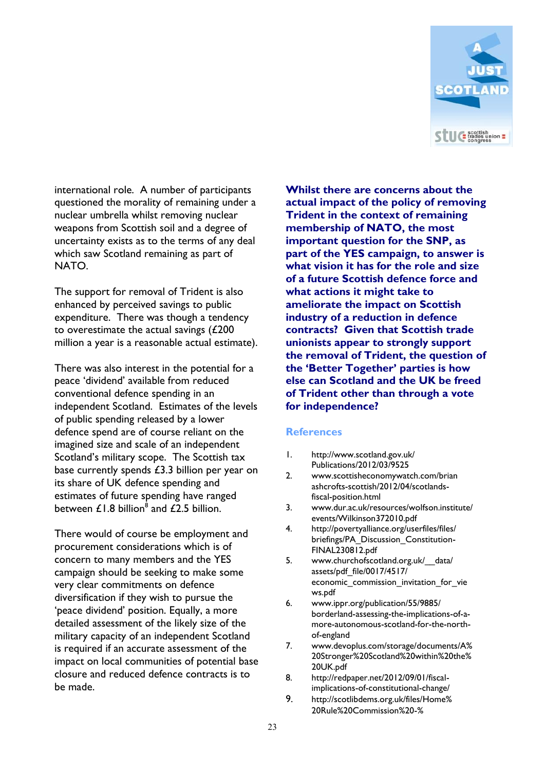international role. A number of participants questioned the morality of remaining under a nuclear umbrella whilst removing nuclear weapons from Scottish soil and a degree of uncertainty exists as to the terms of any deal which saw Scotland remaining as part of NATO.

The support for removal of Trident is also enhanced by perceived savings to public expenditure. There was though a tendency to overestimate the actual savings (£200 million a year is a reasonable actual estimate).

There was also interest in the potential for a peace 'dividend' available from reduced conventional defence spending in an independent Scotland. Estimates of the levels of public spending released by a lower defence spend are of course reliant on the imagined size and scale of an independent Scotland's military scope. The Scottish tax base currently spends £3.3 billion per year on its share of UK defence spending and estimates of future spending have ranged between £1.8 billion[8] and £2.5 billion.

There would of course be employment and procurement considerations which is of concern to many members and the YES campaign should be seeking to make some very clear commitments on defence diversification if they wish to pursue the 'peace dividend' position. Equally, a more detailed assessment of the likely size of the military capacity of an independent Scotland is required if an accurate assessment of the impact on local communities of potential base closure and reduced defence contracts is to be made.

**Whilst there are concerns about the actual impact of the policy of removing Trident in the context of remaining membership of NATO, the most important question for the SNP, as part of the YES campaign, to answer is what vision it has for the role and size of a future Scottish defence force and what actions it might take to ameliorate the impact on Scottish industry of a reduction in defence contracts? Given that Scottish trade unionists appear to strongly support the removal of Trident, the question of the 'Better Together' parties is how else can Scotland and the UK be freed of Trident other than through a vote for independence?**

## References

1. http://www.scotland.gov.uk/Publications/2012/03/9525
2. www.scottisheconomywatch.com/brianashcrofts-scottish/2012/04/scotlands-fiscal-position.html
3. www.dur.ac.uk/resources/wolfson.institute/events/Wilkinson372010.pdf
4. http://povertyalliance.org/userfiles/files/briefings/PA_Discussion_Constitution-FINAL230812.pdf
5. www.churchofscotland.org.uk/__data/assets/pdf_file/0017/4517/economic_commission_invitation_for_views.pdf
6. www.ippr.org/publication/55/9885/borderland-assessing-the-implications-of-a-more-autonomous-scotland-for-the-north-of-england
7. www.devoplus.com/storage/documents/A%20Stronger%20Scotland%20within%20the%20UK.pdf
8. http://redpaper.net/2012/09/01/fiscal-implications-of-constitutional-change/
9. http://scotlibdems.org.uk/files/Home%20Rule%20Commission%20-%